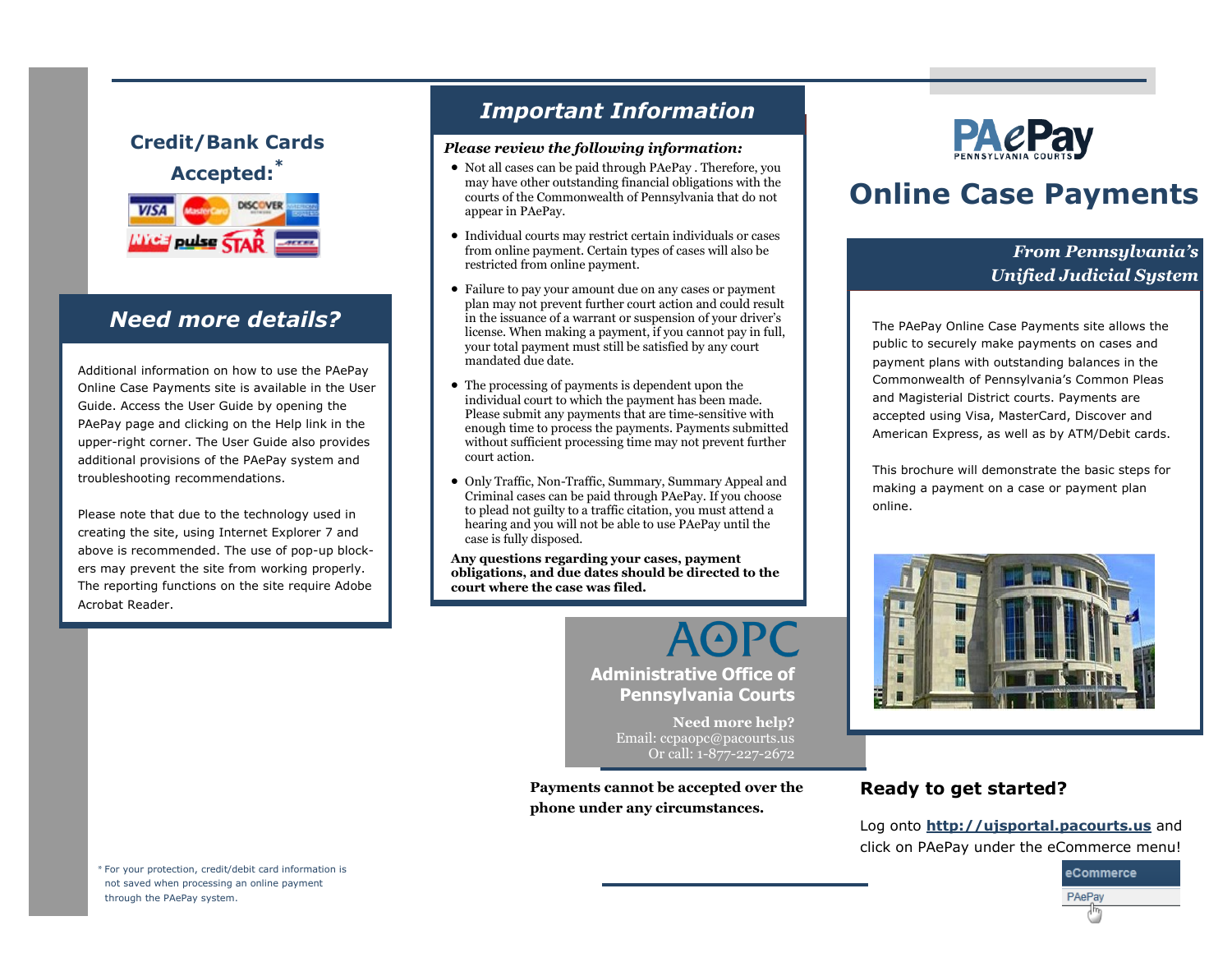# PAePay

PENNSYLVANIA COURTS

# Online Case Payments

***From Pennsylvania's Unified Judicial System***

The PAePay Online Case Payments site allows the public to securely make payments on cases and payment plans with outstanding balances in the Commonwealth of Pennsylvania's Common Pleas and Magisterial District courts. Payments are accepted using Visa, MasterCard, Discover and American Express, as well as by ATM/Debit cards.

This brochure will demonstrate the basic steps for making a payment on a case or payment plan online.

## Ready to get started?

Log onto **http://ujsportal.pacourts.us** and click on PAePay under the eCommerce menu!

eCommerce

PAePay

## Credit/Bank Cards Accepted:*

## Need more details?

Additional information on how to use the PAePay Online Case Payments site is available in the User Guide. Access the User Guide by opening the PAePay page and clicking on the Help link in the upper-right corner. The User Guide also provides additional provisions of the PAePay system and troubleshooting recommendations.

Please note that due to the technology used in creating the site, using Internet Explorer 7 and above is recommended. The use of pop-up block-ers may prevent the site from working properly. The reporting functions on the site require Adobe Acrobat Reader.

## Important Information

***Please review the following information:***

- Not all cases can be paid through PAePay . Therefore, you may have other outstanding financial obligations with the courts of the Commonwealth of Pennsylvania that do not appear in PAePay.
- Individual courts may restrict certain individuals or cases from online payment. Certain types of cases will also be restricted from online payment.
- Failure to pay your amount due on any cases or payment plan may not prevent further court action and could result in the issuance of a warrant or suspension of your driver's license. When making a payment, if you cannot pay in full, your total payment must still be satisfied by any court mandated due date.
- The processing of payments is dependent upon the individual court to which the payment has been made. Please submit any payments that are time-sensitive with enough time to process the payments. Payments submitted without sufficient processing time may not prevent further court action.
- Only Traffic, Non-Traffic, Summary, Summary Appeal and Criminal cases can be paid through PAePay. If you choose to plead not guilty to a traffic citation, you must attend a hearing and you will not be able to use PAePay until the case is fully disposed.

**Any questions regarding your cases, payment obligations, and due dates should be directed to the court where the case was filed.**

AOPC

**Administrative Office of Pennsylvania Courts**

**Need more help?**
Email: ccpaopc@pacourts.us
Or call: 1-877-227-2672

**Payments cannot be accepted over the phone under any circumstances.**

\* For your protection, credit/debit card information is not saved when processing an online payment through the PAePay system.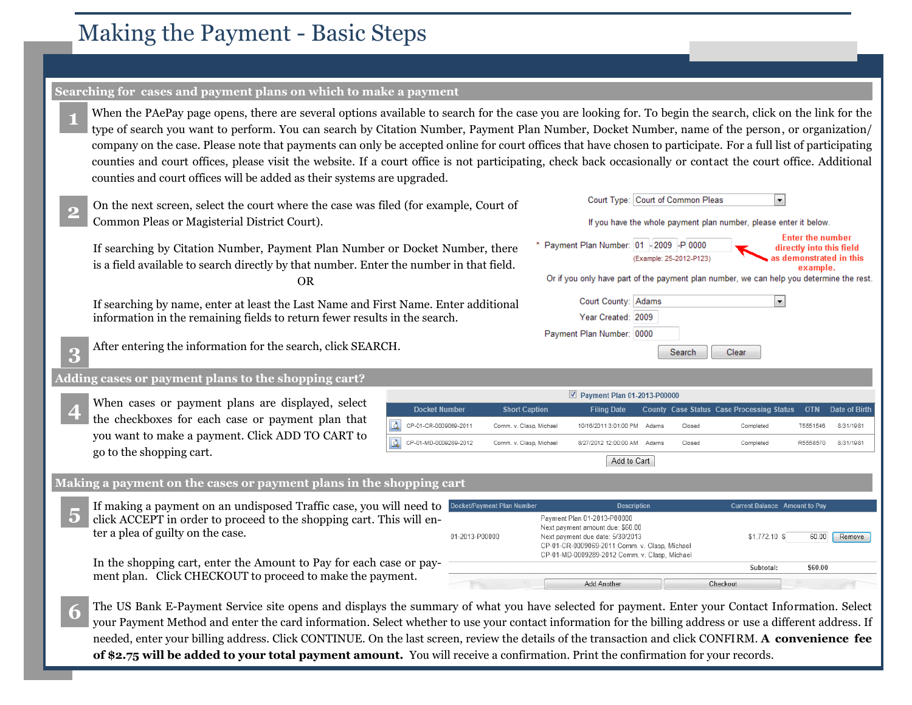# Making the Payment - Basic Steps

## Searching for cases and payment plans on which to make a payment

**1** When the PAePay page opens, there are several options available to search for the case you are looking for. To begin the search, click on the link for the type of search you want to perform. You can search by Citation Number, Payment Plan Number, Docket Number, name of the person, or organization/ company on the case. Please note that payments can only be accepted online for court offices that have chosen to participate. For a full list of participating counties and court offices, please visit the website. If a court office is not participating, check back occasionally or contact the court office. Additional counties and court offices will be added as their systems are upgraded.

**2** On the next screen, select the court where the case was filed (for example, Court of Common Pleas or Magisterial District Court).

If searching by Citation Number, Payment Plan Number or Docket Number, there is a field available to search directly by that number. Enter the number in that field.

OR

If searching by name, enter at least the Last Name and First Name. Enter additional information in the remaining fields to return fewer results in the search.

Court Type: Court of Common Pleas

If you have the whole payment plan number, please enter it below.

\* Payment Plan Number: 01 -2009 -P 0000

(Example: 25-2012-P123)

Enter the number directly into this field as demonstrated in this example.

Or if you only have part of the payment plan number, we can help you determine the rest.

Court County: Adams

Year Created: 2009

Payment Plan Number: 0000

Search | Clear

**3** After entering the information for the search, click SEARCH.

## Adding cases or payment plans to the shopping cart?

**4** When cases or payment plans are displayed, select the checkboxes for each case or payment plan that you want to make a payment. Click ADD TO CART to go to the shopping cart.

Payment Plan 01-2013-P00000

| | Docket Number | Short Caption | Filing Date | County | Case Status | Case Processing Status | OTN | Date of Birth |
|---|---|---|---|---|---|---|---|---|
| | CP-01-CR-0009069-2011 | Comm. v. Clasp, Michael | 10/16/2011 3:01:00 PM | Adams | Closed | Completed | T5551546 | 8/31/1981 |
| | CP-01-MD-0009289-2012 | Comm. v. Clasp, Michael | 8/27/2012 12:00:00 AM | Adams | Closed | Completed | R5558570 | 8/31/1981 |

Add to Cart

## Making a payment on the cases or payment plans in the shopping cart

**5** If making a payment on an undisposed Traffic case, you will need to click ACCEPT in order to proceed to the shopping cart. This will enter a plea of guilty on the case.

In the shopping cart, enter the Amount to Pay for each case or payment plan. Click CHECKOUT to proceed to make the payment.

| Docket/Payment Plan Number | Description | Current Balance | Amount to Pay | |
|---|---|---|---|---|
| 01-2013-P00000 | Payment Plan 01-2013-P00000<br>Next payment amount due: $60.00<br>Next payment due date: 5/30/2013<br>CP-01-CR-0009069-2011 Comm. v. Clasp, Michael<br>CP-01-MD-0009289-2012 Comm. v. Clasp, Michael | $1,772.10 | $ 60.00 | Remove |
| | | Subtotal: | $60.00 | |

Add Another | Checkout

**6** The US Bank E-Payment Service site opens and displays the summary of what you have selected for payment. Enter your Contact Information. Select your Payment Method and enter the card information. Select whether to use your contact information for the billing address or use a different address. If needed, enter your billing address. Click CONTINUE. On the last screen, review the details of the transaction and click CONFIRM. **A convenience fee of $2.75 will be added to your total payment amount.** You will receive a confirmation. Print the confirmation for your records.